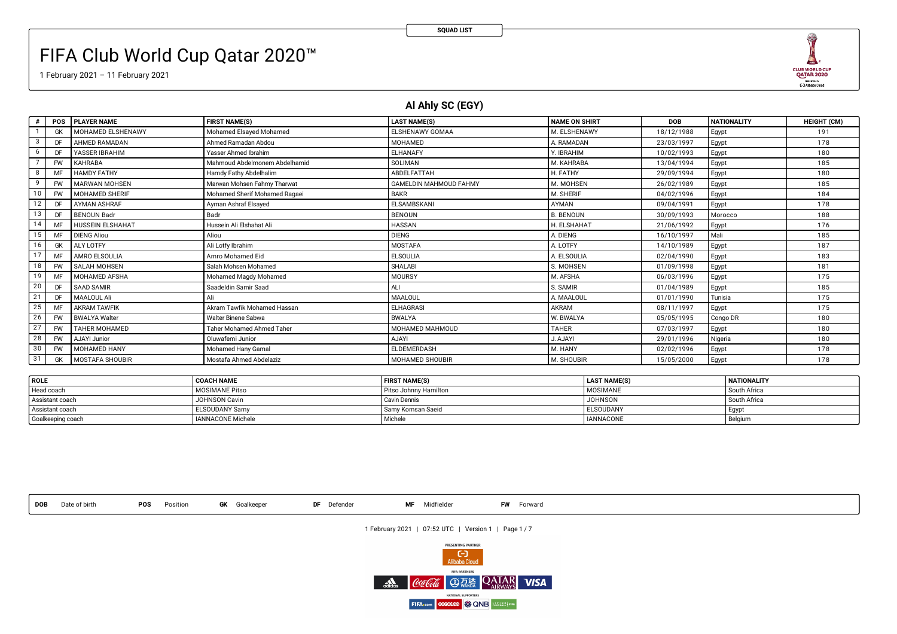# FIFA Club World Cup Qatar 2020™

1 February 2021 – 11 February 2021

SQUAD LIST

## Al Ahly SC (EGY)

| # | POS | PLAYER NAME | FIRST NAME(S) | LAST NAME(S) | NAME ON SHIRT | DOB | NATIONALITY | HEIGHT (CM) |
|---|---|---|---|---|---|---|---|---|
| 1 | GK | MOHAMED ELSHENAWY | Mohamed Elsayed Mohamed | ELSHENAWY GOMAA | M. ELSHENAWY | 18/12/1988 | Egypt | 191 |
| 3 | DF | AHMED RAMADAN | Ahmed Ramadan Abdou | MOHAMED | A. RAMADAN | 23/03/1997 | Egypt | 178 |
| 6 | DF | YASSER IBRAHIM | Yasser Ahmed Ibrahim | ELHANAFY | Y. IBRAHIM | 10/02/1993 | Egypt | 180 |
| 7 | FW | KAHRABA | Mahmoud Abdelmonem Abdelhamid | SOLIMAN | M. KAHRABA | 13/04/1994 | Egypt | 185 |
| 8 | MF | HAMDY FATHY | Hamdy Fathy Abdelhalim | ABDELFATTAH | H. FATHY | 29/09/1994 | Egypt | 180 |
| 9 | FW | MARWAN MOHSEN | Marwan Mohsen Fahmy Tharwat | GAMELDIN MAHMOUD FAHMY | M. MOHSEN | 26/02/1989 | Egypt | 185 |
| 10 | FW | MOHAMED SHERIF | Mohamed Sherif Mohamed Ragaei | BAKR | M. SHERIF | 04/02/1996 | Egypt | 184 |
| 12 | DF | AYMAN ASHRAF | Ayman Ashraf Elsayed | ELSAMBSKANI | AYMAN | 09/04/1991 | Egypt | 178 |
| 13 | DF | BENOUN Badr | Badr | BENOUN | B. BENOUN | 30/09/1993 | Morocco | 188 |
| 14 | MF | HUSSEIN ELSHAHAT | Hussein Ali Elshahat Ali | HASSAN | H. ELSHAHAT | 21/06/1992 | Egypt | 176 |
| 15 | MF | DIENG Aliou | Aliou | DIENG | A. DIENG | 16/10/1997 | Mali | 185 |
| 16 | GK | ALY LOTFY | Ali Lotfy Ibrahim | MOSTAFA | A. LOTFY | 14/10/1989 | Egypt | 187 |
| 17 | MF | AMRO ELSOULIA | Amro Mohamed Eid | ELSOULIA | A. ELSOULIA | 02/04/1990 | Egypt | 183 |
| 18 | FW | SALAH MOHSEN | Salah Mohsen Mohamed | SHALABI | S. MOHSEN | 01/09/1998 | Egypt | 181 |
| 19 | MF | MOHAMED AFSHA | Mohamed Magdy Mohamed | MOURSY | M. AFSHA | 06/03/1996 | Egypt | 175 |
| 20 | DF | SAAD SAMIR | Saadeldin Samir Saad | ALI | S. SAMIR | 01/04/1989 | Egypt | 185 |
| 21 | DF | MAALOUL Ali | Ali | MAALOUL | A. MAALOUL | 01/01/1990 | Tunisia | 175 |
| 25 | MF | AKRAM TAWFIK | Akram Tawfik Mohamed Hassan | ELHAGRASI | AKRAM | 08/11/1997 | Egypt | 175 |
| 26 | FW | BWALYA Walter | Walter Binene Sabwa | BWALYA | W. BWALYA | 05/05/1995 | Congo DR | 180 |
| 27 | FW | TAHER MOHAMED | Taher Mohamed Ahmed Taher | MOHAMED MAHMOUD | TAHER | 07/03/1997 | Egypt | 180 |
| 28 | FW | AJAYI Junior | Oluwafemi Junior | AJAYI | J. AJAYI | 29/01/1996 | Nigeria | 180 |
| 30 | FW | MOHAMED HANY | Mohamed Hany Gamal | ELDEMERDASH | M. HANY | 02/02/1996 | Egypt | 178 |
| 31 | GK | MOSTAFA SHOUBIR | Mostafa Ahmed Abdelaziz | MOHAMED SHOUBIR | M. SHOUBIR | 15/05/2000 | Egypt | 178 |

| ROLE | COACH NAME | FIRST NAME(S) | LAST NAME(S) | NATIONALITY |
|---|---|---|---|---|
| Head coach | MOSIMANE Pitso | Pitso Johnny Hamilton | MOSIMANE | South Africa |
| Assistant coach | JOHNSON Cavin | Cavin Dennis | JOHNSON | South Africa |
| Assistant coach | ELSOUDANY Samy | Samy Komsan Saeid | ELSOUDANY | Egypt |
| Goalkeeping coach | IANNACONE Michele | Michele | IANNACONE | Belgium |

**DOB** Date of birth **POS** Position **GK** Goalkeeper **DF** Defender **MF** Midfielder **FW** Forward

1 February 2021 | 07:52 UTC | Version 1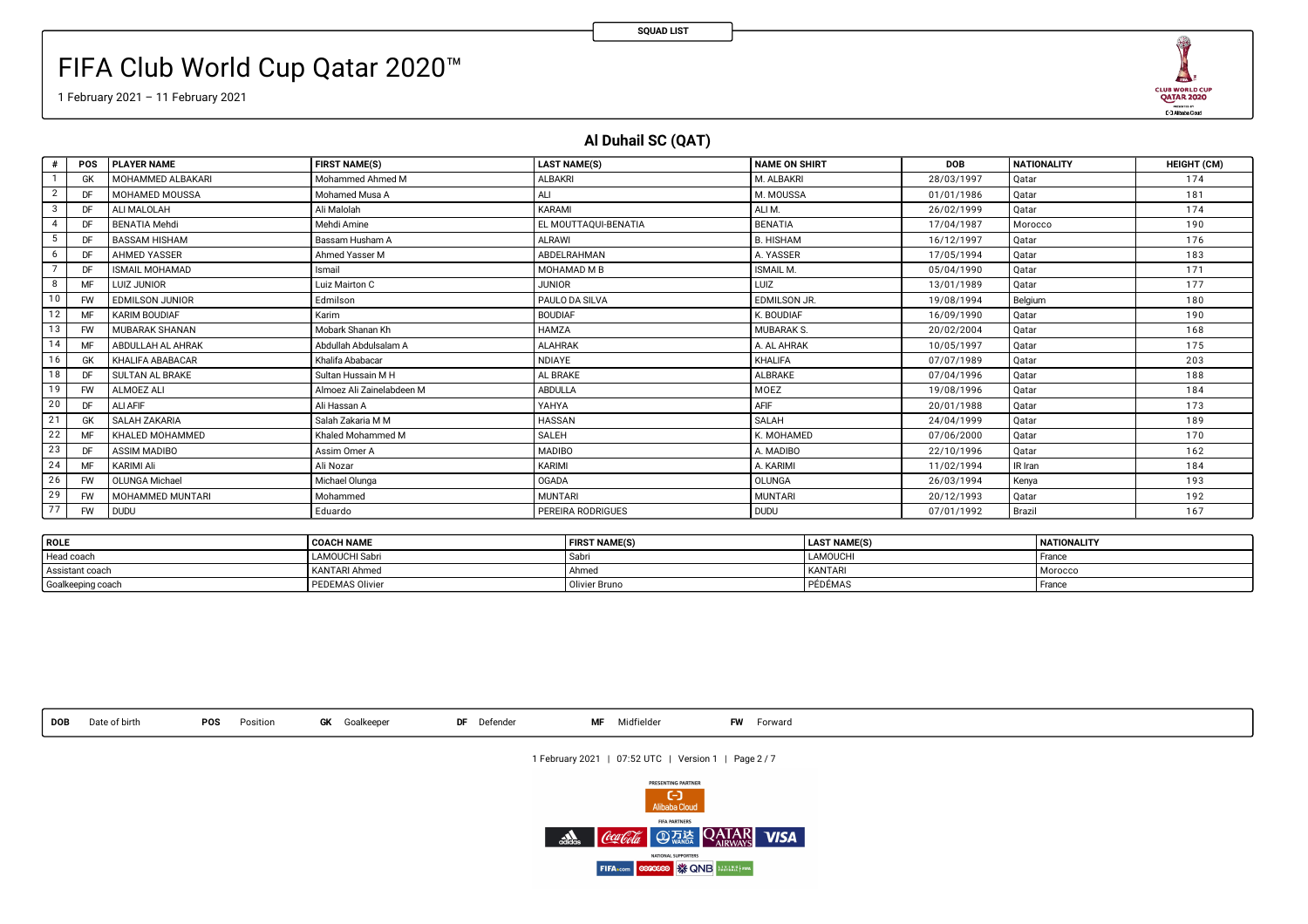SQUAD LIST

# FIFA Club World Cup Qatar 2020™

1 February 2021 – 11 February 2021

## Al Duhail SC (QAT)

| # | POS | PLAYER NAME | FIRST NAME(S) | LAST NAME(S) | NAME ON SHIRT | DOB | NATIONALITY | HEIGHT (CM) |
|---|---|---|---|---|---|---|---|---|
| 1 | GK | MOHAMMED ALBAKARI | Mohammed Ahmed M | ALBAKRI | M. ALBAKRI | 28/03/1997 | Qatar | 174 |
| 2 | DF | MOHAMED MOUSSA | Mohamed Musa A | ALI | M. MOUSSA | 01/01/1986 | Qatar | 181 |
| 3 | DF | ALI MALOLAH | Ali Malolah | KARAMI | ALI M. | 26/02/1999 | Qatar | 174 |
| 4 | DF | BENATIA Mehdi | Mehdi Amine | EL MOUTTAQUI-BENATIA | BENATIA | 17/04/1987 | Morocco | 190 |
| 5 | DF | BASSAM HISHAM | Bassam Husham A | ALRAWI | B. HISHAM | 16/12/1997 | Qatar | 176 |
| 6 | DF | AHMED YASSER | Ahmed Yasser M | ABDELRAHMAN | A. YASSER | 17/05/1994 | Qatar | 183 |
| 7 | DF | ISMAIL MOHAMAD | Ismail | MOHAMAD M B | ISMAIL M. | 05/04/1990 | Qatar | 171 |
| 8 | MF | LUIZ JUNIOR | Luiz Mairton C | JUNIOR | LUIZ | 13/01/1989 | Qatar | 177 |
| 10 | FW | EDMILSON JUNIOR | Edmilson | PAULO DA SILVA | EDMILSON JR. | 19/08/1994 | Belgium | 180 |
| 12 | MF | KARIM BOUDIAF | Karim | BOUDIAF | K. BOUDIAF | 16/09/1990 | Qatar | 190 |
| 13 | FW | MUBARAK SHANAN | Mobark Shanan Kh | HAMZA | MUBARAK S. | 20/02/2004 | Qatar | 168 |
| 14 | MF | ABDULLAH AL AHRAK | Abdullah Abdulsalam A | ALAHRAK | A. AL AHRAK | 10/05/1997 | Qatar | 175 |
| 16 | GK | KHALIFA ABABACAR | Khalifa Ababacar | NDIAYE | KHALIFA | 07/07/1989 | Qatar | 203 |
| 18 | DF | SULTAN AL BRAKE | Sultan Hussain M H | AL BRAKE | ALBRAKE | 07/04/1996 | Qatar | 188 |
| 19 | FW | ALMOEZ ALI | Almoez Ali Zainelabdeen M | ABDULLA | MOEZ | 19/08/1996 | Qatar | 184 |
| 20 | DF | ALI AFIF | Ali Hassan A | YAHYA | AFIF | 20/01/1988 | Qatar | 173 |
| 21 | GK | SALAH ZAKARIA | Salah Zakaria M M | HASSAN | SALAH | 24/04/1999 | Qatar | 189 |
| 22 | MF | KHALED MOHAMMED | Khaled Mohammed M | SALEH | K. MOHAMED | 07/06/2000 | Qatar | 170 |
| 23 | DF | ASSIM MADIBO | Assim Omer A | MADIBO | A. MADIBO | 22/10/1996 | Qatar | 162 |
| 24 | MF | KARIMI Ali | Ali Nozar | KARIMI | A. KARIMI | 11/02/1994 | IR Iran | 184 |
| 26 | FW | OLUNGA Michael | Michael Olunga | OGADA | OLUNGA | 26/03/1994 | Kenya | 193 |
| 29 | FW | MOHAMMED MUNTARI | Mohammed | MUNTARI | MUNTARI | 20/12/1993 | Qatar | 192 |
| 77 | FW | DUDU | Eduardo | PEREIRA RODRIGUES | DUDU | 07/01/1992 | Brazil | 167 |

| ROLE | COACH NAME | FIRST NAME(S) | LAST NAME(S) | NATIONALITY |
|---|---|---|---|---|
| Head coach | LAMOUCHI Sabri | Sabri | LAMOUCHI | France |
| Assistant coach | KANTARI Ahmed | Ahmed | KANTARI | Morocco |
| Goalkeeping coach | PEDEMAS Olivier | Olivier Bruno | PÉDÉMAS | France |

**DOB** Date of birth **POS** Position **GK** Goalkeeper **DF** Defender **MF** Midfielder **FW** Forward

1 February 2021 | 07:52 UTC | Version 1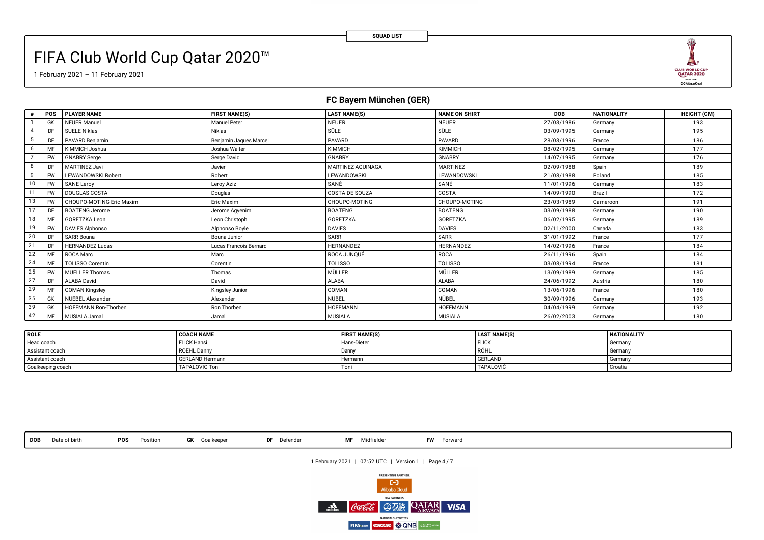SQUAD LIST

# FIFA Club World Cup Qatar 2020™

1 February 2021 – 11 February 2021

## FC Bayern München (GER)

| # | POS | PLAYER NAME | FIRST NAME(S) | LAST NAME(S) | NAME ON SHIRT | DOB | NATIONALITY | HEIGHT (CM) |
|---|---|---|---|---|---|---|---|---|
| 1 | GK | NEUER Manuel | Manuel Peter | NEUER | NEUER | 27/03/1986 | Germany | 193 |
| 4 | DF | SUELE Niklas | Niklas | SÜLE | SÜLE | 03/09/1995 | Germany | 195 |
| 5 | DF | PAVARD Benjamin | Benjamin Jaques Marcel | PAVARD | PAVARD | 28/03/1996 | France | 186 |
| 6 | MF | KIMMICH Joshua | Joshua Walter | KIMMICH | KIMMICH | 08/02/1995 | Germany | 177 |
| 7 | FW | GNABRY Serge | Serge David | GNABRY | GNABRY | 14/07/1995 | Germany | 176 |
| 8 | DF | MARTINEZ Javi | Javier | MARTINEZ AGUINAGA | MARTINEZ | 02/09/1988 | Spain | 189 |
| 9 | FW | LEWANDOWSKI Robert | Robert | LEWANDOWSKI | LEWANDOWSKI | 21/08/1988 | Poland | 185 |
| 10 | FW | SANE Leroy | Leroy Aziz | SANÉ | SANÉ | 11/01/1996 | Germany | 183 |
| 11 | FW | DOUGLAS COSTA | Douglas | COSTA DE SOUZA | COSTA | 14/09/1990 | Brazil | 172 |
| 13 | FW | CHOUPO-MOTING Eric Maxim | Eric Maxim | CHOUPO-MOTING | CHOUPO-MOTING | 23/03/1989 | Cameroon | 191 |
| 17 | DF | BOATENG Jerome | Jerome Agyenim | BOATENG | BOATENG | 03/09/1988 | Germany | 190 |
| 18 | MF | GORETZKA Leon | Leon Christoph | GORETZKA | GORETZKA | 06/02/1995 | Germany | 189 |
| 19 | FW | DAVIES Alphonso | Alphonso Boyle | DAVIES | DAVIES | 02/11/2000 | Canada | 183 |
| 20 | DF | SARR Bouna | Bouna Junior | SARR | SARR | 31/01/1992 | France | 177 |
| 21 | DF | HERNANDEZ Lucas | Lucas Francois Bernard | HERNANDEZ | HERNANDEZ | 14/02/1996 | France | 184 |
| 22 | MF | ROCA Marc | Marc | ROCA JUNQUÉ | ROCA | 26/11/1996 | Spain | 184 |
| 24 | MF | TOLISSO Corentin | Corentin | TOLISSO | TOLISSO | 03/08/1994 | France | 181 |
| 25 | FW | MUELLER Thomas | Thomas | MÜLLER | MÜLLER | 13/09/1989 | Germany | 185 |
| 27 | DF | ALABA David | David | ALABA | ALABA | 24/06/1992 | Austria | 180 |
| 29 | MF | COMAN Kingsley | Kingsley Junior | COMAN | COMAN | 13/06/1996 | France | 180 |
| 35 | GK | NUEBEL Alexander | Alexander | NÜBEL | NÜBEL | 30/09/1996 | Germany | 193 |
| 39 | GK | HOFFMANN Ron-Thorben | Ron Thorben | HOFFMANN | HOFFMANN | 04/04/1999 | Germany | 192 |
| 42 | MF | MUSIALA Jamal | Jamal | MUSIALA | MUSIALA | 26/02/2003 | Germany | 180 |

| ROLE | COACH NAME | FIRST NAME(S) | LAST NAME(S) | NATIONALITY |
|---|---|---|---|---|
| Head coach | FLICK Hansi | Hans-Dieter | FLICK | Germany |
| Assistant coach | ROEHL Danny | Danny | RÖHL | Germany |
| Assistant coach | GERLAND Hermann | Hermann | GERLAND | Germany |
| Goalkeeping coach | TAPALOVIC Toni | Toni | TAPALOVIĆ | Croatia |

**DOB** Date of birth **POS** Position **GK** Goalkeeper **DF** Defender **MF** Midfielder **FW** Forward

1 February 2021 | 07:52 UTC | Version 1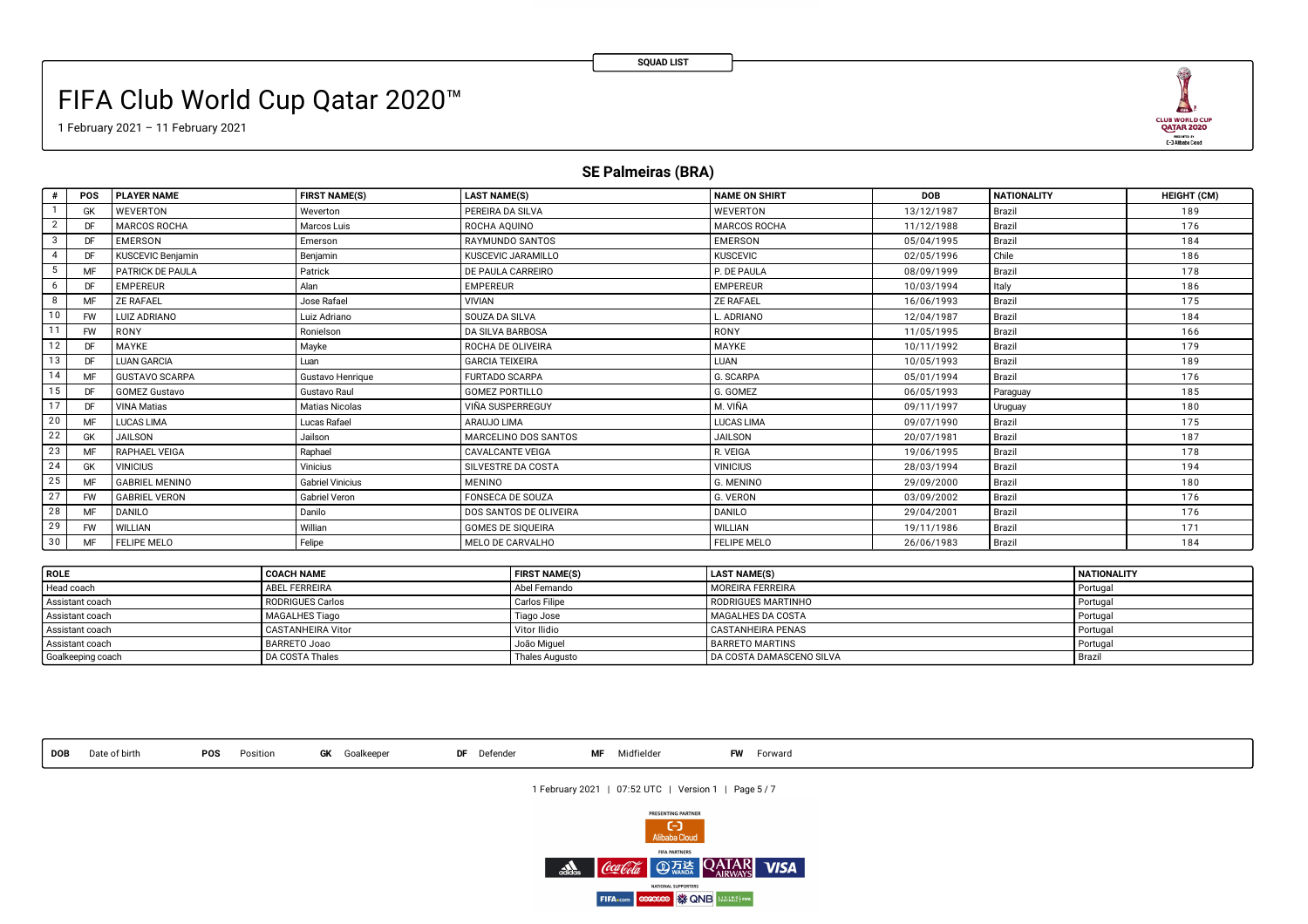SQUAD LIST

# FIFA Club World Cup Qatar 2020™

1 February 2021 – 11 February 2021

## SE Palmeiras (BRA)

| # | POS | PLAYER NAME | FIRST NAME(S) | LAST NAME(S) | NAME ON SHIRT | DOB | NATIONALITY | HEIGHT (CM) |
|---|---|---|---|---|---|---|---|---|
| 1 | GK | WEVERTON | Weverton | PEREIRA DA SILVA | WEVERTON | 13/12/1987 | Brazil | 189 |
| 2 | DF | MARCOS ROCHA | Marcos Luis | ROCHA AQUINO | MARCOS ROCHA | 11/12/1988 | Brazil | 176 |
| 3 | DF | EMERSON | Emerson | RAYMUNDO SANTOS | EMERSON | 05/04/1995 | Brazil | 184 |
| 4 | DF | KUSCEVIC Benjamin | Benjamin | KUSCEVIC JARAMILLO | KUSCEVIC | 02/05/1996 | Chile | 186 |
| 5 | MF | PATRICK DE PAULA | Patrick | DE PAULA CARREIRO | P. DE PAULA | 08/09/1999 | Brazil | 178 |
| 6 | DF | EMPEREUR | Alan | EMPEREUR | EMPEREUR | 10/03/1994 | Italy | 186 |
| 8 | MF | ZE RAFAEL | Jose Rafael | VIVIAN | ZE RAFAEL | 16/06/1993 | Brazil | 175 |
| 10 | FW | LUIZ ADRIANO | Luiz Adriano | SOUZA DA SILVA | L. ADRIANO | 12/04/1987 | Brazil | 184 |
| 11 | FW | RONY | Ronielson | DA SILVA BARBOSA | RONY | 11/05/1995 | Brazil | 166 |
| 12 | DF | MAYKE | Mayke | ROCHA DE OLIVEIRA | MAYKE | 10/11/1992 | Brazil | 179 |
| 13 | DF | LUAN GARCIA | Luan | GARCIA TEIXEIRA | LUAN | 10/05/1993 | Brazil | 189 |
| 14 | MF | GUSTAVO SCARPA | Gustavo Henrique | FURTADO SCARPA | G. SCARPA | 05/01/1994 | Brazil | 176 |
| 15 | DF | GOMEZ Gustavo | Gustavo Raul | GOMEZ PORTILLO | G. GOMEZ | 06/05/1993 | Paraguay | 185 |
| 17 | DF | VINA Matias | Matias Nicolas | VIÑA SUSPERREGUY | M. VIÑA | 09/11/1997 | Uruguay | 180 |
| 20 | MF | LUCAS LIMA | Lucas Rafael | ARAUJO LIMA | LUCAS LIMA | 09/07/1990 | Brazil | 175 |
| 22 | GK | JAILSON | Jailson | MARCELINO DOS SANTOS | JAILSON | 20/07/1981 | Brazil | 187 |
| 23 | MF | RAPHAEL VEIGA | Raphael | CAVALCANTE VEIGA | R. VEIGA | 19/06/1995 | Brazil | 178 |
| 24 | GK | VINICIUS | Vinicius | SILVESTRE DA COSTA | VINICIUS | 28/03/1994 | Brazil | 194 |
| 25 | MF | GABRIEL MENINO | Gabriel Vinicius | MENINO | G. MENINO | 29/09/2000 | Brazil | 180 |
| 27 | FW | GABRIEL VERON | Gabriel Veron | FONSECA DE SOUZA | G. VERON | 03/09/2002 | Brazil | 176 |
| 28 | MF | DANILO | Danilo | DOS SANTOS DE OLIVEIRA | DANILO | 29/04/2001 | Brazil | 176 |
| 29 | FW | WILLIAN | Willian | GOMES DE SIQUEIRA | WILLIAN | 19/11/1986 | Brazil | 171 |
| 30 | MF | FELIPE MELO | Felipe | MELO DE CARVALHO | FELIPE MELO | 26/06/1983 | Brazil | 184 |

| ROLE | COACH NAME | FIRST NAME(S) | LAST NAME(S) | NATIONALITY |
|---|---|---|---|---|
| Head coach | ABEL FERREIRA | Abel Fernando | MOREIRA FERREIRA | Portugal |
| Assistant coach | RODRIGUES Carlos | Carlos Filipe | RODRIGUES MARTINHO | Portugal |
| Assistant coach | MAGALHES Tiago | Tiago Jose | MAGALHES DA COSTA | Portugal |
| Assistant coach | CASTANHEIRA Vitor | Vitor Ilidio | CASTANHEIRA PENAS | Portugal |
| Assistant coach | BARRETO Joao | João Miguel | BARRETO MARTINS | Portugal |
| Goalkeeping coach | DA COSTA Thales | Thales Augusto | DA COSTA DAMASCENO SILVA | Brazil |

**DOB** Date of birth **POS** Position **GK** Goalkeeper **DF** Defender **MF** Midfielder **FW** Forward

1 February 2021 | 07:52 UTC | Version 1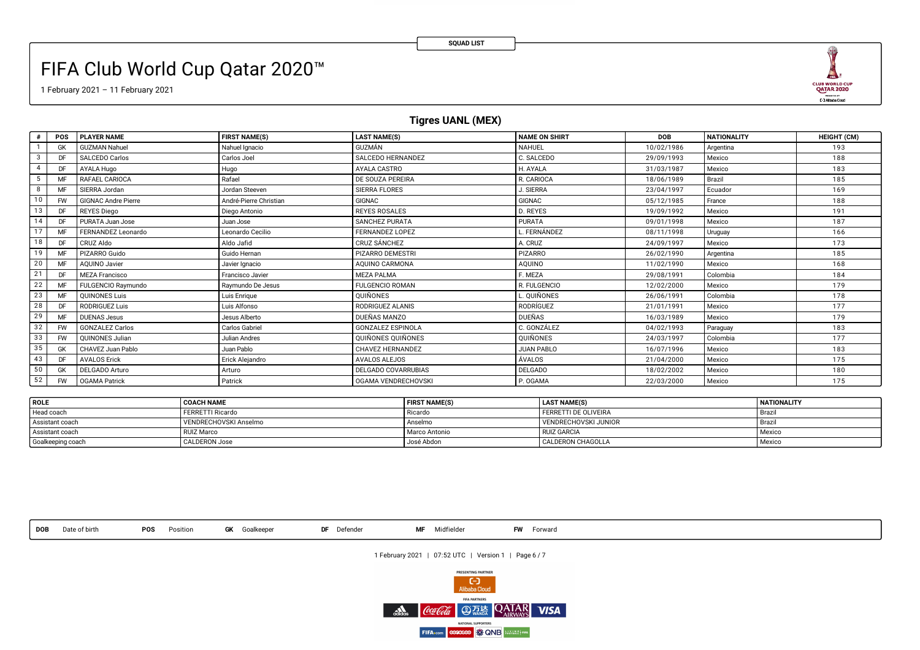SQUAD LIST

# FIFA Club World Cup Qatar 2020™

1 February 2021 – 11 February 2021

## Tigres UANL (MEX)

| # | POS | PLAYER NAME | FIRST NAME(S) | LAST NAME(S) | NAME ON SHIRT | DOB | NATIONALITY | HEIGHT (CM) |
|---|---|---|---|---|---|---|---|---|
| 1 | GK | GUZMAN Nahuel | Nahuel Ignacio | GUZMÁN | NAHUEL | 10/02/1986 | Argentina | 193 |
| 3 | DF | SALCEDO Carlos | Carlos Joel | SALCEDO HERNANDEZ | C. SALCEDO | 29/09/1993 | Mexico | 188 |
| 4 | DF | AYALA Hugo | Hugo | AYALA CASTRO | H. AYALA | 31/03/1987 | Mexico | 183 |
| 5 | MF | RAFAEL CARIOCA | Rafael | DE SOUZA PEREIRA | R. CARIOCA | 18/06/1989 | Brazil | 185 |
| 8 | MF | SIERRA Jordan | Jordan Steeven | SIERRA FLORES | J. SIERRA | 23/04/1997 | Ecuador | 169 |
| 10 | FW | GIGNAC Andre Pierre | André-Pierre Christian | GIGNAC | GIGNAC | 05/12/1985 | France | 188 |
| 13 | DF | REYES Diego | Diego Antonio | REYES ROSALES | D. REYES | 19/09/1992 | Mexico | 191 |
| 14 | DF | PURATA Juan Jose | Juan Jose | SANCHEZ PURATA | PURATA | 09/01/1998 | Mexico | 187 |
| 17 | MF | FERNANDEZ Leonardo | Leonardo Cecilio | FERNANDEZ LOPEZ | L. FERNÁNDEZ | 08/11/1998 | Uruguay | 166 |
| 18 | DF | CRUZ Aldo | Aldo Jafid | CRUZ SÁNCHEZ | A. CRUZ | 24/09/1997 | Mexico | 173 |
| 19 | MF | PIZARRO Guido | Guido Hernan | PIZARRO DEMESTRI | PIZARRO | 26/02/1990 | Argentina | 185 |
| 20 | MF | AQUINO Javier | Javier Ignacio | AQUINO CARMONA | AQUINO | 11/02/1990 | Mexico | 168 |
| 21 | DF | MEZA Francisco | Francisco Javier | MEZA PALMA | F. MEZA | 29/08/1991 | Colombia | 184 |
| 22 | MF | FULGENCIO Raymundo | Raymundo De Jesus | FULGENCIO ROMAN | R. FULGENCIO | 12/02/2000 | Mexico | 179 |
| 23 | MF | QUINONES Luis | Luis Enrique | QUIÑONES | L. QUIÑONES | 26/06/1991 | Colombia | 178 |
| 28 | DF | RODRIGUEZ Luis | Luis Alfonso | RODRIGUEZ ALANIS | RODRÍGUEZ | 21/01/1991 | Mexico | 177 |
| 29 | MF | DUENAS Jesus | Jesus Alberto | DUEÑAS MANZO | DUEÑAS | 16/03/1989 | Mexico | 179 |
| 32 | FW | GONZALEZ Carlos | Carlos Gabriel | GONZALEZ ESPINOLA | C. GONZÁLEZ | 04/02/1993 | Paraguay | 183 |
| 33 | FW | QUINONES Julian | Julian Andres | QUIÑONES QUIÑONES | QUIÑONES | 24/03/1997 | Colombia | 177 |
| 35 | GK | CHAVEZ Juan Pablo | Juan Pablo | CHAVEZ HERNANDEZ | JUAN PABLO | 16/07/1996 | Mexico | 183 |
| 43 | DF | AVALOS Erick | Erick Alejandro | AVALOS ALEJOS | ÁVALOS | 21/04/2000 | Mexico | 175 |
| 50 | GK | DELGADO Arturo | Arturo | DELGADO COVARRUBIAS | DELGADO | 18/02/2002 | Mexico | 180 |
| 52 | FW | OGAMA Patrick | Patrick | OGAMA VENDRECHOVSKI | P. OGAMA | 22/03/2000 | Mexico | 175 |

| ROLE | COACH NAME | FIRST NAME(S) | LAST NAME(S) | NATIONALITY |
|---|---|---|---|---|
| Head coach | FERRETTI Ricardo | Ricardo | FERRETTI DE OLIVEIRA | Brazil |
| Assistant coach | VENDRECHOVSKI Anselmo | Anselmo | VENDRECHOVSKI JUNIOR | Brazil |
| Assistant coach | RUIZ Marco | Marco Antonio | RUIZ GARCIA | Mexico |
| Goalkeeping coach | CALDERON Jose | José Abdon | CALDERON CHAGOLLA | Mexico |

**DOB** Date of birth **POS** Position **GK** Goalkeeper **DF** Defender **MF** Midfielder **FW** Forward

1 February 2021 | 07:52 UTC | Version 1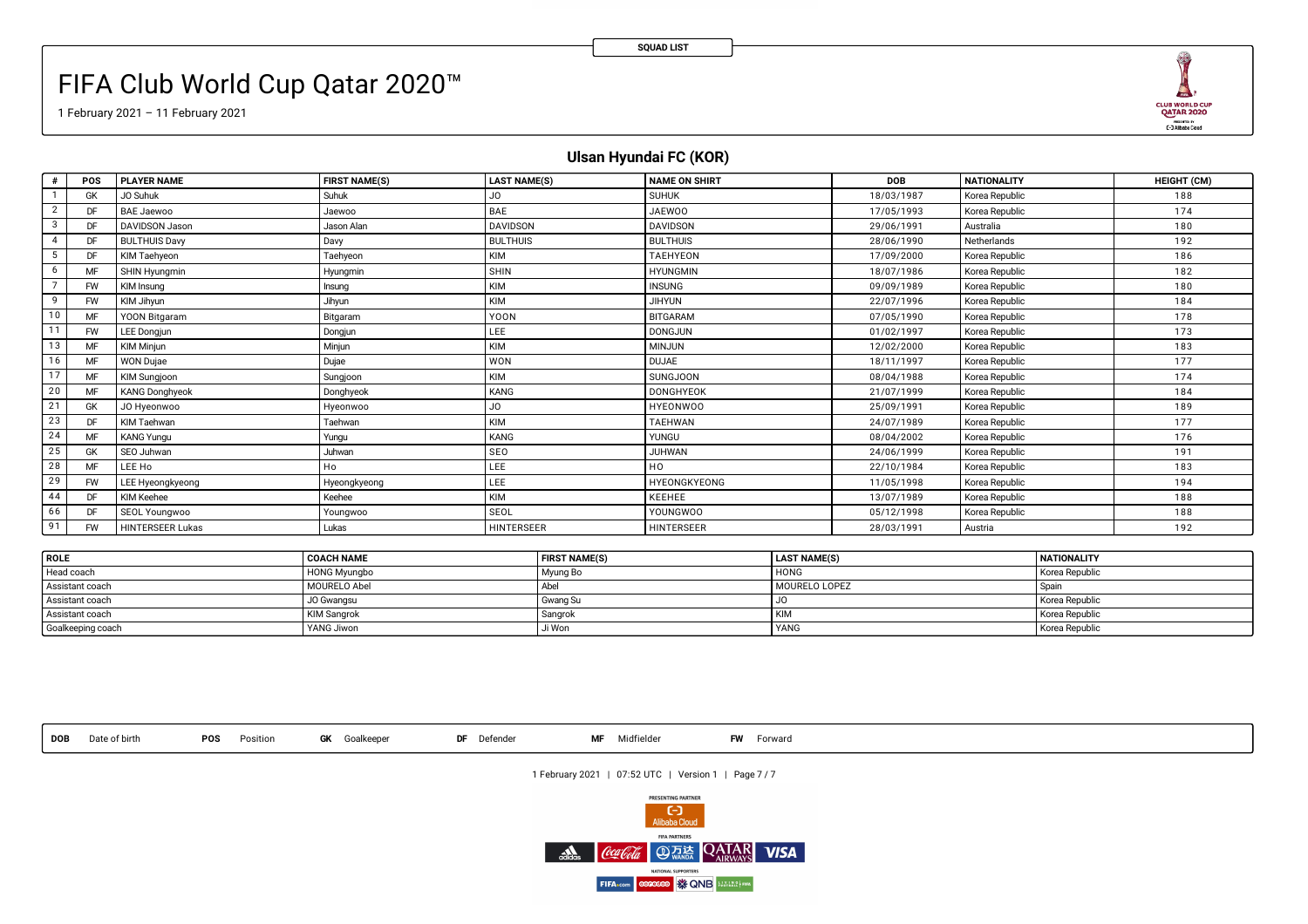SQUAD LIST

# FIFA Club World Cup Qatar 2020™

1 February 2021 – 11 February 2021

## Ulsan Hyundai FC (KOR)

| # | POS | PLAYER NAME | FIRST NAME(S) | LAST NAME(S) | NAME ON SHIRT | DOB | NATIONALITY | HEIGHT (CM) |
|---|---|---|---|---|---|---|---|---|
| 1 | GK | JO Suhuk | Suhuk | JO | SUHUK | 18/03/1987 | Korea Republic | 188 |
| 2 | DF | BAE Jaewoo | Jaewoo | BAE | JAEWOO | 17/05/1993 | Korea Republic | 174 |
| 3 | DF | DAVIDSON Jason | Jason Alan | DAVIDSON | DAVIDSON | 29/06/1991 | Australia | 180 |
| 4 | DF | BULTHUIS Davy | Davy | BULTHUIS | BULTHUIS | 28/06/1990 | Netherlands | 192 |
| 5 | DF | KIM Taehyeon | Taehyeon | KIM | TAEHYEON | 17/09/2000 | Korea Republic | 186 |
| 6 | MF | SHIN Hyungmin | Hyungmin | SHIN | HYUNGMIN | 18/07/1986 | Korea Republic | 182 |
| 7 | FW | KIM Insung | Insung | KIM | INSUNG | 09/09/1989 | Korea Republic | 180 |
| 9 | FW | KIM Jihyun | Jihyun | KIM | JIHYUN | 22/07/1996 | Korea Republic | 184 |
| 10 | MF | YOON Bitgaram | Bitgaram | YOON | BITGARAM | 07/05/1990 | Korea Republic | 178 |
| 11 | FW | LEE Dongjun | Dongjun | LEE | DONGJUN | 01/02/1997 | Korea Republic | 173 |
| 13 | MF | KIM Minjun | Minjun | KIM | MINJUN | 12/02/2000 | Korea Republic | 183 |
| 16 | MF | WON Dujae | Dujae | WON | DUJAE | 18/11/1997 | Korea Republic | 177 |
| 17 | MF | KIM Sungjoon | Sungjoon | KIM | SUNGJOON | 08/04/1988 | Korea Republic | 174 |
| 20 | MF | KANG Donghyeok | Donghyeok | KANG | DONGHYEOK | 21/07/1999 | Korea Republic | 184 |
| 21 | GK | JO Hyeonwoo | Hyeonwoo | JO | HYEONWOO | 25/09/1991 | Korea Republic | 189 |
| 23 | DF | KIM Taehwan | Taehwan | KIM | TAEHWAN | 24/07/1989 | Korea Republic | 177 |
| 24 | MF | KANG Yungu | Yungu | KANG | YUNGU | 08/04/2002 | Korea Republic | 176 |
| 25 | GK | SEO Juhwan | Juhwan | SEO | JUHWAN | 24/06/1999 | Korea Republic | 191 |
| 28 | MF | LEE Ho | Ho | LEE | HO | 22/10/1984 | Korea Republic | 183 |
| 29 | FW | LEE Hyeongkyeong | Hyeongkyeong | LEE | HYEONGKYEONG | 11/05/1998 | Korea Republic | 194 |
| 44 | DF | KIM Keehee | Keehee | KIM | KEEHEE | 13/07/1989 | Korea Republic | 188 |
| 66 | DF | SEOL Youngwoo | Youngwoo | SEOL | YOUNGWOO | 05/12/1998 | Korea Republic | 188 |
| 91 | FW | HINTERSEER Lukas | Lukas | HINTERSEER | HINTERSEER | 28/03/1991 | Austria | 192 |

| ROLE | COACH NAME | FIRST NAME(S) | LAST NAME(S) | NATIONALITY |
|---|---|---|---|---|
| Head coach | HONG Myungbo | Myung Bo | HONG | Korea Republic |
| Assistant coach | MOURELO Abel | Abel | MOURELO LOPEZ | Spain |
| Assistant coach | JO Gwangsu | Gwang Su | JO | Korea Republic |
| Assistant coach | KIM Sangrok | Sangrok | KIM | Korea Republic |
| Goalkeeping coach | YANG Jiwon | Ji Won | YANG | Korea Republic |

**DOB** Date of birth **POS** Position **GK** Goalkeeper **DF** Defender **MF** Midfielder **FW** Forward

1 February 2021 | 07:52 UTC | Version 1

PRESENTING PARTNER

FIFA PARTNERS

NATIONAL SUPPORTERS